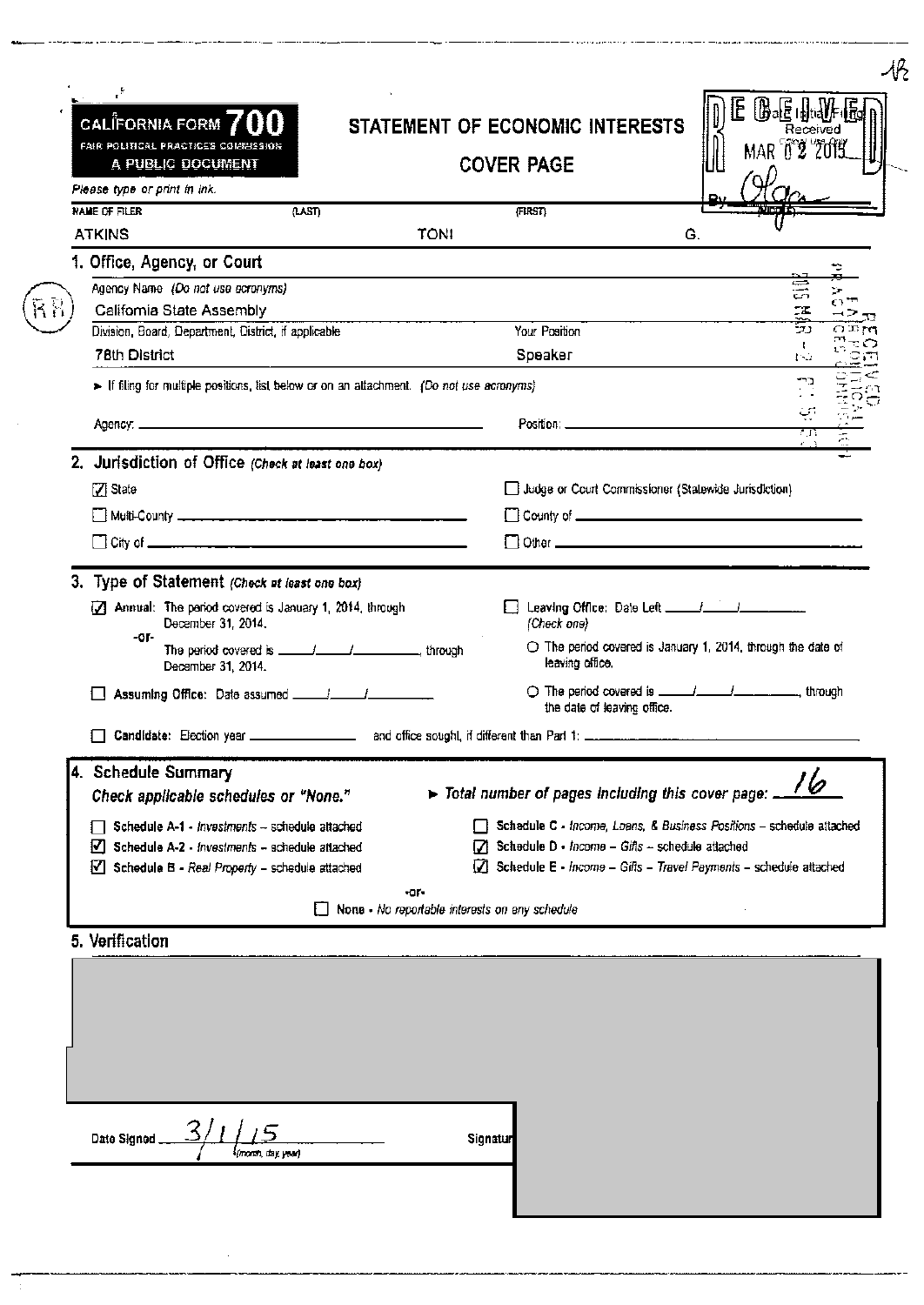# CALIFORNIA FORM 700

FAIR POLITICAL PRACTICES COMMISSION

A PUBLIC DOCUMENT

## STATEMENT OF ECONOMIC INTERESTS

## COVER PAGE

RECEIVED
MAR 02 2015
By Olga

Please type or print in ink.

| NAME OF FILER (LAST) | (FIRST) | (MIDDLE) |
|---|---|---|
| ATKINS | TONI | G. |

### 1. Office, Agency, or Court

Agency Name *(Do not use acronyms)*
California State Assembly

| Division, Board, Department, District, if applicable | Your Position |
|---|---|
| 78th District | Speaker |

► If filing for multiple positions, list below or on an attachment. *(Do not use acronyms)*

Agency: ______________________ Position: ______________________

### 2. Jurisdiction of Office *(Check at least one box)*

- ☑ State
- ☐ Judge or Court Commissioner (Statewide Jurisdiction)
- ☐ Multi-County ______________________
- ☐ County of ______________________
- ☐ City of ______________________
- ☐ Other ______________________

### 3. Type of Statement *(Check at least one box)*

- ☑ Annual: The period covered is January 1, 2014, through December 31, 2014.
  - -or-
  - The period covered is ____/____/______, through December 31, 2014.
- ☐ Leaving Office: Date Left ____/____/______ *(Check one)*
  - ○ The period covered is January 1, 2014, through the date of leaving office.
  - ○ The period covered is ____/____/______, through the date of leaving office.
- ☐ Assuming Office: Date assumed ____/____/______
- ☐ Candidate: Election year ____________ and office sought, if different than Part 1: ______________________

### 4. Schedule Summary

**Check applicable schedules or "None."**

► **Total number of pages including this cover page:** 16

- ☐ Schedule A-1 - *Investments* – schedule attached
- ☑ Schedule A-2 - *Investments* – schedule attached
- ☑ Schedule B - *Real Property* – schedule attached
- ☐ Schedule C - *Income, Loans, & Business Positions* – schedule attached
- ☑ Schedule D - *Income – Gifts* – schedule attached
- ☑ Schedule E - *Income – Gifts – Travel Payments* – schedule attached

-or-

- ☐ None - No reportable interests on any schedule

### 5. Verification

Date Signed 3/1/15 (month, day, year)

Signature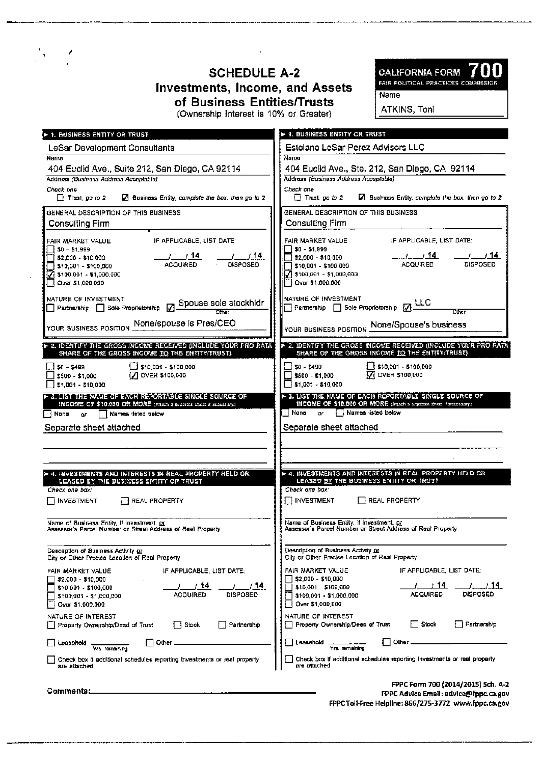# SCHEDULE A-2
## Investments, Income, and Assets of Business Entities/Trusts
(Ownership Interest is 10% or Greater)

**CALIFORNIA FORM 700**
FAIR POLITICAL PRACTICES COMMISSION

Name
ATKINS, Toni

---

### ▶ 1. BUSINESS ENTITY OR TRUST

LeSar Development Consultants
Name

404 Euclid Ave., Suite 212, San Diego, CA 92114
Address (Business Address Acceptable)

Check one
☐ Trust, go to 2 ☑ Business Entity, complete the box, then go to 2

GENERAL DESCRIPTION OF THIS BUSINESS
Consulting Firm

FAIR MARKET VALUE
☐ $0 - $1,999
☐ $2,000 - $10,000
☐ $10,001 - $100,000
☑ $100,001 - $1,000,000
☐ Over $1,000,000

IF APPLICABLE, LIST DATE:
\_\_/\_\_/14 ACQUIRED \_\_/\_\_/14 DISPOSED

NATURE OF INVESTMENT
☐ Partnership ☐ Sole Proprietorship ☑ Spouse sole stockhldr (Other)

YOUR BUSINESS POSITION None/spouse is Pres/CEO

### ▶ 2. IDENTIFY THE GROSS INCOME RECEIVED (INCLUDE YOUR PRO RATA SHARE OF THE GROSS INCOME TO THE ENTITY/TRUST)

☐ $0 - $499
☐ $500 - $1,000
☐ $1,001 - $10,000
☐ $10,001 - $100,000
☑ OVER $100,000

### ▶ 3. LIST THE NAME OF EACH REPORTABLE SINGLE SOURCE OF INCOME OF $10,000 OR MORE (Attach a separate sheet if necessary.)

☐ None or ☐ Names listed below

Separate sheet attached

### ▶ 4. INVESTMENTS AND INTERESTS IN REAL PROPERTY HELD OR LEASED BY THE BUSINESS ENTITY OR TRUST

Check one box:
☐ INVESTMENT ☐ REAL PROPERTY

Name of Business Entity, if Investment, or Assessor's Parcel Number or Street Address of Real Property

Description of Business Activity or City or Other Precise Location of Real Property

FAIR MARKET VALUE
☐ $2,000 - $10,000
☐ $10,001 - $100,000
☐ $100,001 - $1,000,000
☐ Over $1,000,000

IF APPLICABLE, LIST DATE:
\_\_/\_\_/14 ACQUIRED \_\_/\_\_/14 DISPOSED

NATURE OF INTEREST
☐ Property Ownership/Deed of Trust ☐ Stock ☐ Partnership

☐ Leasehold \_\_\_\_ Yrs. remaining ☐ Other \_\_\_\_

☐ Check box if additional schedules reporting investments or real property are attached

---

### ▶ 1. BUSINESS ENTITY OR TRUST

Estolano LeSar Perez Advisors LLC
Name

404 Euclid Ave., Ste. 212, San Diego, CA 92114
Address (Business Address Acceptable)

Check one
☐ Trust, go to 2 ☑ Business Entity, complete the box, then go to 2

GENERAL DESCRIPTION OF THIS BUSINESS
Consulting Firm

FAIR MARKET VALUE
☐ $0 - $1,999
☐ $2,000 - $10,000
☐ $10,001 - $100,000
☑ $100,001 - $1,000,000
☐ Over $1,000,000

IF APPLICABLE, LIST DATE:
\_\_/\_\_/14 ACQUIRED \_\_/\_\_/14 DISPOSED

NATURE OF INVESTMENT
☐ Partnership ☐ Sole Proprietorship ☑ LLC (Other)

YOUR BUSINESS POSITION None/Spouse's business

### ▶ 2. IDENTIFY THE GROSS INCOME RECEIVED (INCLUDE YOUR PRO RATA SHARE OF THE GROSS INCOME TO THE ENTITY/TRUST)

☐ $0 - $499
☐ $500 - $1,000
☐ $1,001 - $10,000
☐ $10,001 - $100,000
☑ OVER $100,000

### ▶ 3. LIST THE NAME OF EACH REPORTABLE SINGLE SOURCE OF INCOME OF $10,000 OR MORE (Attach a separate sheet if necessary.)

☐ None or ☐ Names listed below

Separate sheet attached

### ▶ 4. INVESTMENTS AND INTERESTS IN REAL PROPERTY HELD OR LEASED BY THE BUSINESS ENTITY OR TRUST

Check one box:
☐ INVESTMENT ☐ REAL PROPERTY

Name of Business Entity, if Investment, or Assessor's Parcel Number or Street Address of Real Property

Description of Business Activity or City or Other Precise Location of Real Property

FAIR MARKET VALUE
☐ $2,000 - $10,000
☐ $10,001 - $100,000
☐ $100,001 - $1,000,000
☐ Over $1,000,000

IF APPLICABLE, LIST DATE:
\_\_/\_\_/14 ACQUIRED \_\_/\_\_/14 DISPOSED

NATURE OF INTEREST
☐ Property Ownership/Deed of Trust ☐ Stock ☐ Partnership

☐ Leasehold \_\_\_\_ Yrs. remaining ☐ Other \_\_\_\_

☐ Check box if additional schedules reporting investments or real property are attached

---

Comments: \_\_\_\_

FPPC Form 700 (2014/2015) Sch. A-2
FPPC Advice Email: advice@fppc.ca.gov
FPPC Toll-Free Helpline: 866/275-3772 www.fppc.ca.gov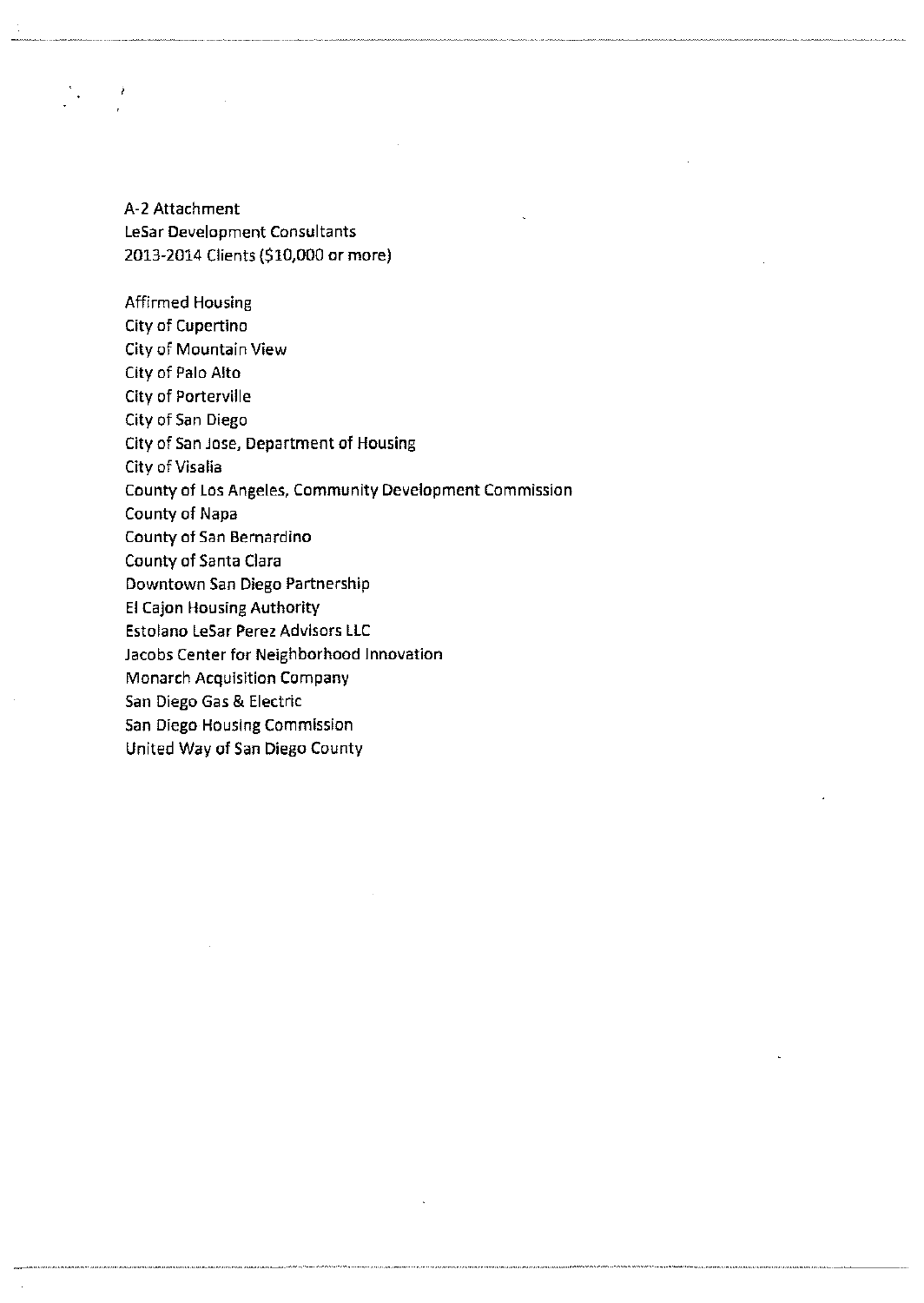A-2 Attachment
LeSar Development Consultants
2013-2014 Clients ($10,000 or more)

Affirmed Housing
City of Cupertino
City of Mountain View
City of Palo Alto
City of Porterville
City of San Diego
City of San Jose, Department of Housing
City of Visalia
County of Los Angeles, Community Development Commission
County of Napa
County of San Bernardino
County of Santa Clara
Downtown San Diego Partnership
El Cajon Housing Authority
Estolano LeSar Perez Advisors LLC
Jacobs Center for Neighborhood Innovation
Monarch Acquisition Company
San Diego Gas & Electric
San Diego Housing Commission
United Way of San Diego County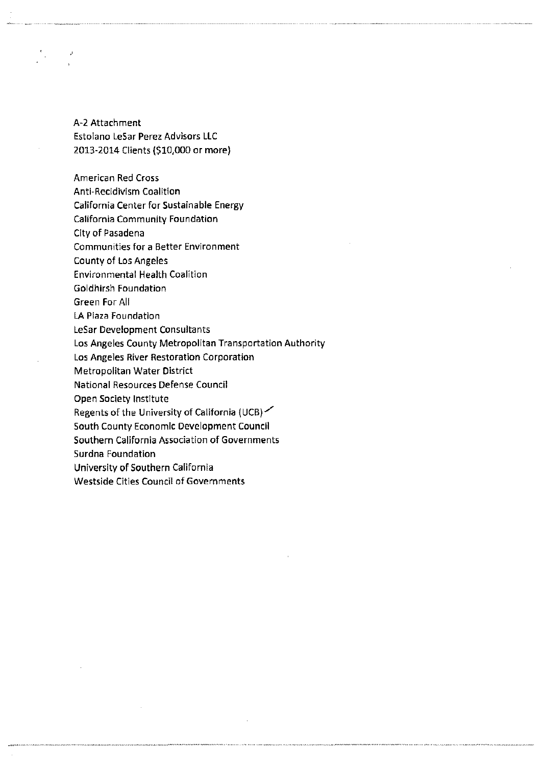A-2 Attachment
Estolano LeSar Perez Advisors LLC
2013-2014 Clients ($10,000 or more)

American Red Cross
Anti-Recidivism Coalition
California Center for Sustainable Energy
California Community Foundation
City of Pasadena
Communities for a Better Environment
County of Los Angeles
Environmental Health Coalition
Goldhirsh Foundation
Green For All
LA Plaza Foundation
LeSar Development Consultants
Los Angeles County Metropolitan Transportation Authority
Los Angeles River Restoration Corporation
Metropolitan Water District
National Resources Defense Council
Open Society Institute
Regents of the University of California (UCB)
South County Economic Development Council
Southern California Association of Governments
Surdna Foundation
University of Southern California
Westside Cities Council of Governments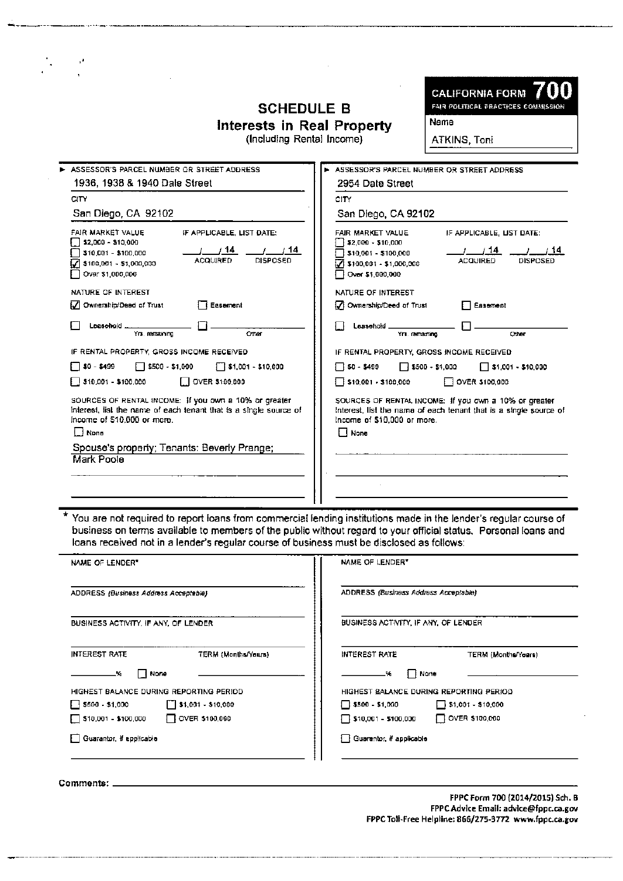**CALIFORNIA FORM 700**
FAIR POLITICAL PRACTICES COMMISSION

Name
ATKINS, Toni

# SCHEDULE B
## Interests in Real Property
(Including Rental Income)

---

**ASSESSOR'S PARCEL NUMBER OR STREET ADDRESS**
1936, 1938 & 1940 Dale Street

**CITY**
San Diego, CA 92102

**FAIR MARKET VALUE**
- [ ] $2,000 - $10,000
- [ ] $10,001 - $100,000
- [x] $100,001 - $1,000,000
- [ ] Over $1,000,000

**IF APPLICABLE, LIST DATE:**
\_\_/\_\_/14 ACQUIRED \_\_/\_\_/14 DISPOSED

**NATURE OF INTEREST**
- [x] Ownership/Deed of Trust
- [ ] Easement
- [ ] Leasehold \_\_\_\_ Yrs. remaining
- [ ] \_\_\_\_ Other

**IF RENTAL PROPERTY, GROSS INCOME RECEIVED**
- [ ] $0 - $499
- [ ] $500 - $1,000
- [ ] $1,001 - $10,000
- [ ] $10,001 - $100,000
- [ ] OVER $100,000

**SOURCES OF RENTAL INCOME:** If you own a 10% or greater interest, list the name of each tenant that is a single source of income of $10,000 or more.
- [ ] None

Spouse's property; Tenants: Beverly Prange; Mark Poole

---

**ASSESSOR'S PARCEL NUMBER OR STREET ADDRESS**
2954 Dale Street

**CITY**
San Diego, CA 92102

**FAIR MARKET VALUE**
- [ ] $2,000 - $10,000
- [ ] $10,001 - $100,000
- [x] $100,001 - $1,000,000
- [ ] Over $1,000,000

**IF APPLICABLE, LIST DATE:**
\_\_/\_\_/14 ACQUIRED \_\_/\_\_/14 DISPOSED

**NATURE OF INTEREST**
- [x] Ownership/Deed of Trust
- [ ] Easement
- [ ] Leasehold \_\_\_\_ Yrs. remaining
- [ ] \_\_\_\_ Other

**IF RENTAL PROPERTY, GROSS INCOME RECEIVED**
- [ ] $0 - $499
- [ ] $500 - $1,000
- [ ] $1,001 - $10,000
- [ ] $10,001 - $100,000
- [ ] OVER $100,000

**SOURCES OF RENTAL INCOME:** If you own a 10% or greater interest, list the name of each tenant that is a single source of income of $10,000 or more.
- [ ] None

---

\* You are not required to report loans from commercial lending institutions made in the lender's regular course of business on terms available to members of the public without regard to your official status. Personal loans and loans received not in a lender's regular course of business must be disclosed as follows:

**NAME OF LENDER\***

**ADDRESS** *(Business Address Acceptable)*

**BUSINESS ACTIVITY, IF ANY, OF LENDER**

**INTEREST RATE** \_\_\_\_% [ ] None **TERM (Months/Years)**

**HIGHEST BALANCE DURING REPORTING PERIOD**
- [ ] $500 - $1,000
- [ ] $1,001 - $10,000
- [ ] $10,001 - $100,000
- [ ] OVER $100,000

- [ ] Guarantor, if applicable

---

**NAME OF LENDER\***

**ADDRESS** *(Business Address Acceptable)*

**BUSINESS ACTIVITY, IF ANY, OF LENDER**

**INTEREST RATE** \_\_\_\_% [ ] None **TERM (Months/Years)**

**HIGHEST BALANCE DURING REPORTING PERIOD**
- [ ] $500 - $1,000
- [ ] $1,001 - $10,000
- [ ] $10,001 - $100,000
- [ ] OVER $100,000

- [ ] Guarantor, if applicable

---

**Comments:**

FPPC Form 700 (2014/2015) Sch. B
FPPC Advice Email: advice@fppc.ca.gov
FPPC Toll-Free Helpline: 866/275-3772 www.fppc.ca.gov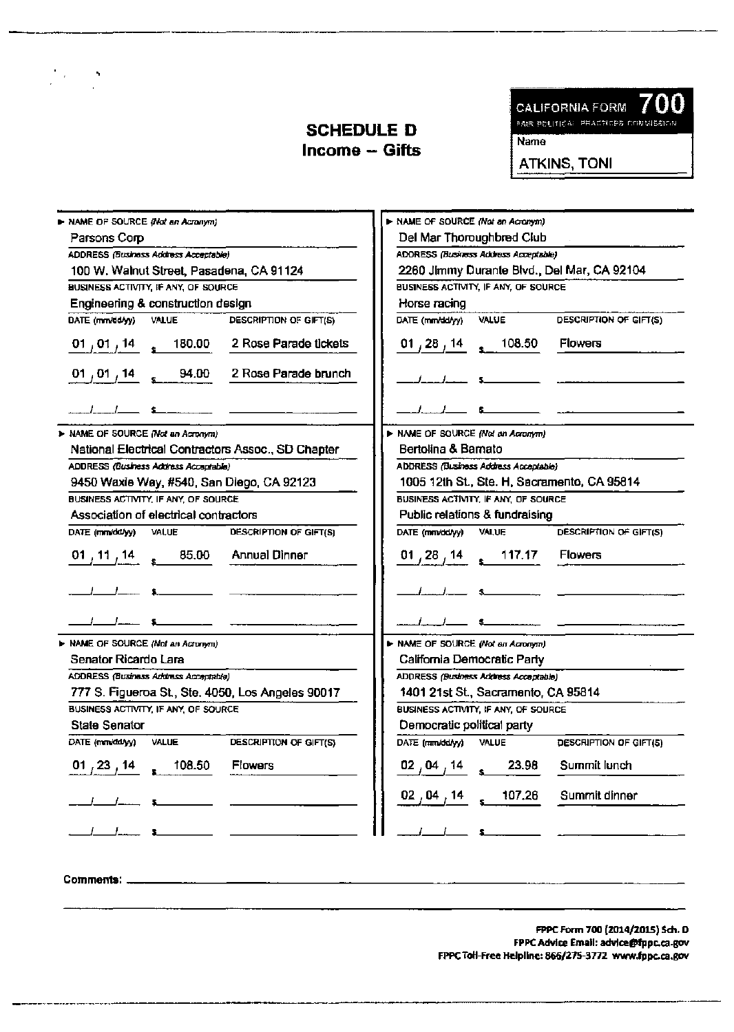**CALIFORNIA FORM 700**
FAIR POLITICAL PRACTICES COMMISSION

Name: ATKINS, TONI

## SCHEDULE D
## Income – Gifts

**NAME OF SOURCE** *(Not an Acronym)*: Parsons Corp
**ADDRESS** *(Business Address Acceptable)*: 100 W. Walnut Street, Pasadena, CA 91124
**BUSINESS ACTIVITY, IF ANY, OF SOURCE**: Engineering & construction design

| DATE (mm/dd/yy) | VALUE | DESCRIPTION OF GIFT(S) |
|---|---|---|
| 01/01/14 | $ 180.00 | 2 Rose Parade tickets |
| 01/01/14 | $ 94.00 | 2 Rose Parade brunch |
| / / | $ | |

**NAME OF SOURCE** *(Not an Acronym)*: Del Mar Thoroughbred Club
**ADDRESS** *(Business Address Acceptable)*: 2260 Jimmy Durante Blvd., Del Mar, CA 92104
**BUSINESS ACTIVITY, IF ANY, OF SOURCE**: Horse racing

| DATE (mm/dd/yy) | VALUE | DESCRIPTION OF GIFT(S) |
|---|---|---|
| 01/28/14 | $ 108.50 | Flowers |
| / / | $ | |
| / / | $ | |

**NAME OF SOURCE** *(Not an Acronym)*: National Electrical Contractors Assoc., SD Chapter
**ADDRESS** *(Business Address Acceptable)*: 9450 Waxie Way, #540, San Diego, CA 92123
**BUSINESS ACTIVITY, IF ANY, OF SOURCE**: Association of electrical contractors

| DATE (mm/dd/yy) | VALUE | DESCRIPTION OF GIFT(S) |
|---|---|---|
| 01/11/14 | $ 85.00 | Annual Dinner |
| / / | $ | |
| / / | $ | |

**NAME OF SOURCE** *(Not an Acronym)*: Bertolina & Barnato
**ADDRESS** *(Business Address Acceptable)*: 1005 12th St., Ste. H, Sacramento, CA 95814
**BUSINESS ACTIVITY, IF ANY, OF SOURCE**: Public relations & fundraising

| DATE (mm/dd/yy) | VALUE | DESCRIPTION OF GIFT(S) |
|---|---|---|
| 01/28/14 | $ 117.17 | Flowers |
| / / | $ | |
| / / | $ | |

**NAME OF SOURCE** *(Not an Acronym)*: Senator Ricardo Lara
**ADDRESS** *(Business Address Acceptable)*: 777 S. Figueroa St., Ste. 4050, Los Angeles 90017
**BUSINESS ACTIVITY, IF ANY, OF SOURCE**: State Senator

| DATE (mm/dd/yy) | VALUE | DESCRIPTION OF GIFT(S) |
|---|---|---|
| 01/23/14 | $ 108.50 | Flowers |
| / / | $ | |
| / / | $ | |

**NAME OF SOURCE** *(Not an Acronym)*: California Democratic Party
**ADDRESS** *(Business Address Acceptable)*: 1401 21st St., Sacramento, CA 95814
**BUSINESS ACTIVITY, IF ANY, OF SOURCE**: Democratic political party

| DATE (mm/dd/yy) | VALUE | DESCRIPTION OF GIFT(S) |
|---|---|---|
| 02/04/14 | $ 23.98 | Summit lunch |
| 02/04/14 | $ 107.26 | Summit dinner |
| / / | $ | |

**Comments:**

FPPC Form 700 (2014/2015) Sch. D
FPPC Advice Email: advice@fppc.ca.gov
FPPC Toll-Free Helpline: 866/275-3772 www.fppc.ca.gov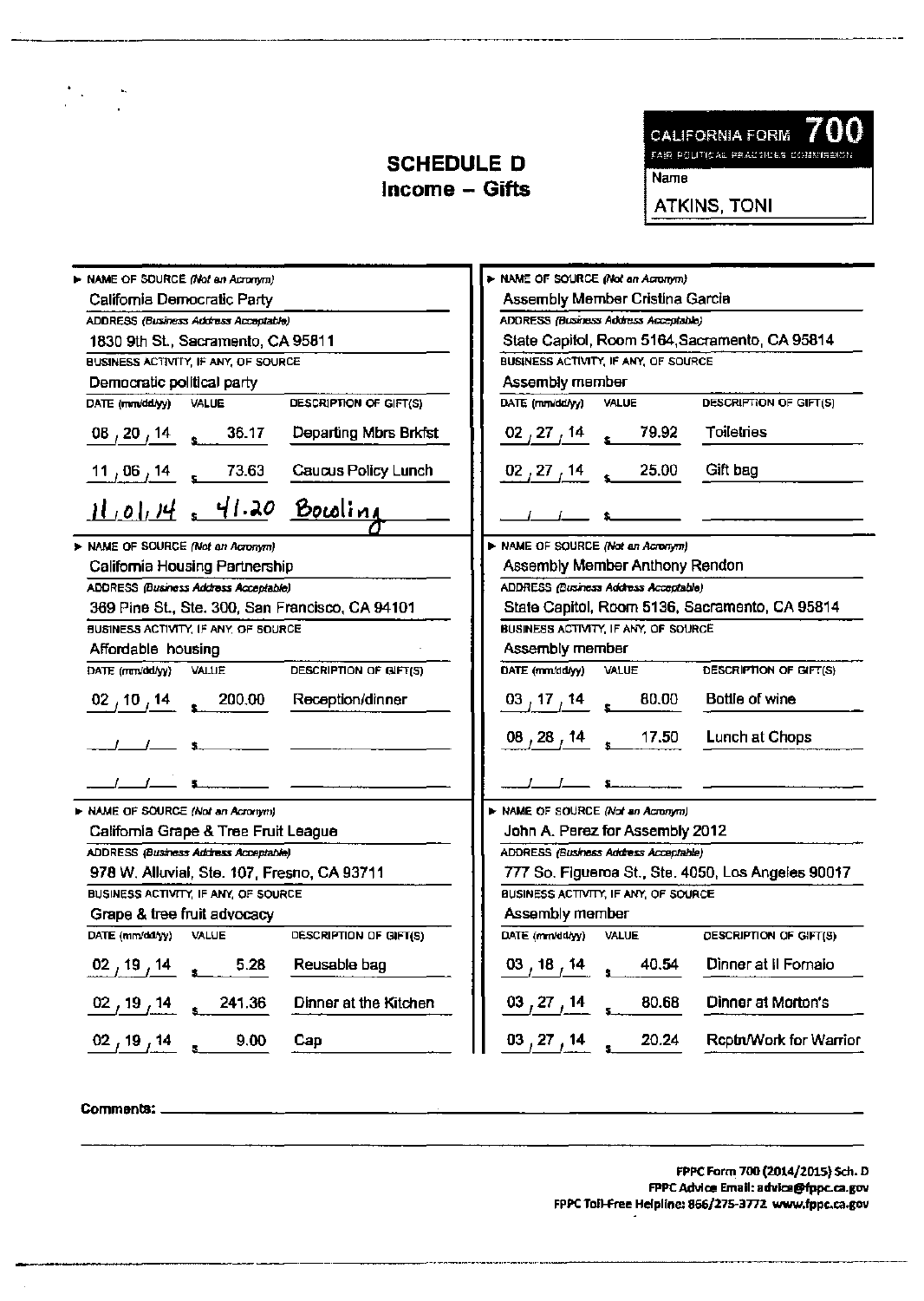# SCHEDULE D
## Income – Gifts

**CALIFORNIA FORM 700**
FAIR POLITICAL PRACTICES COMMISSION

Name: ATKINS, TONI

---

**NAME OF SOURCE** *(Not an Acronym)*: California Democratic Party
**ADDRESS** *(Business Address Acceptable)*: 1830 9th St., Sacramento, CA 95811
**BUSINESS ACTIVITY, IF ANY, OF SOURCE**: Democratic political party

| DATE (mm/dd/yy) | VALUE | DESCRIPTION OF GIFT(S) |
|---|---|---|
| 08 / 20 / 14 | $ 36.17 | Departing Mbrs Brkfst |
| 11 / 06 / 14 | $ 73.63 | Caucus Policy Lunch |
| 11 / 01 / 14 | $ 41.20 | Bowling |

---

**NAME OF SOURCE** *(Not an Acronym)*: California Housing Partnership
**ADDRESS** *(Business Address Acceptable)*: 369 Pine St., Ste. 300, San Francisco, CA 94101
**BUSINESS ACTIVITY, IF ANY, OF SOURCE**: Affordable housing

| DATE (mm/dd/yy) | VALUE | DESCRIPTION OF GIFT(S) |
|---|---|---|
| 02 / 10 / 14 | $ 200.00 | Reception/dinner |
| / / | $ | |
| / / | $ | |

---

**NAME OF SOURCE** *(Not an Acronym)*: California Grape & Tree Fruit League
**ADDRESS** *(Business Address Acceptable)*: 978 W. Alluvial, Ste. 107, Fresno, CA 93711
**BUSINESS ACTIVITY, IF ANY, OF SOURCE**: Grape & tree fruit advocacy

| DATE (mm/dd/yy) | VALUE | DESCRIPTION OF GIFT(S) |
|---|---|---|
| 02 / 19 / 14 | $ 5.28 | Reusable bag |
| 02 / 19 / 14 | $ 241.36 | Dinner at the Kitchen |
| 02 / 19 / 14 | $ 9.00 | Cap |

---

**NAME OF SOURCE** *(Not an Acronym)*: Assembly Member Cristina Garcia
**ADDRESS** *(Business Address Acceptable)*: State Capitol, Room 5164, Sacramento, CA 95814
**BUSINESS ACTIVITY, IF ANY, OF SOURCE**: Assembly member

| DATE (mm/dd/yy) | VALUE | DESCRIPTION OF GIFT(S) |
|---|---|---|
| 02 / 27 / 14 | $ 79.92 | Toiletries |
| 02 / 27 / 14 | $ 25.00 | Gift bag |
| / / | $ | |

---

**NAME OF SOURCE** *(Not an Acronym)*: Assembly Member Anthony Rendon
**ADDRESS** *(Business Address Acceptable)*: State Capitol, Room 5136, Sacramento, CA 95814
**BUSINESS ACTIVITY, IF ANY, OF SOURCE**: Assembly member

| DATE (mm/dd/yy) | VALUE | DESCRIPTION OF GIFT(S) |
|---|---|---|
| 03 / 17 / 14 | $ 80.00 | Bottle of wine |
| 08 / 28 / 14 | $ 17.50 | Lunch at Chops |
| / / | $ | |

---

**NAME OF SOURCE** *(Not an Acronym)*: John A. Perez for Assembly 2012
**ADDRESS** *(Business Address Acceptable)*: 777 So. Figueroa St., Ste. 4050, Los Angeles 90017
**BUSINESS ACTIVITY, IF ANY, OF SOURCE**: Assembly member

| DATE (mm/dd/yy) | VALUE | DESCRIPTION OF GIFT(S) |
|---|---|---|
| 03 / 18 / 14 | $ 40.54 | Dinner at Il Fornaio |
| 03 / 27 / 14 | $ 80.68 | Dinner at Morton's |
| 03 / 27 / 14 | $ 20.24 | Rcptn/Work for Warrior |

---

**Comments:**

FPPC Form 700 (2014/2015) Sch. D
FPPC Advice Email: advice@fppc.ca.gov
FPPC Toll-Free Helpline: 866/275-3772 www.fppc.ca.gov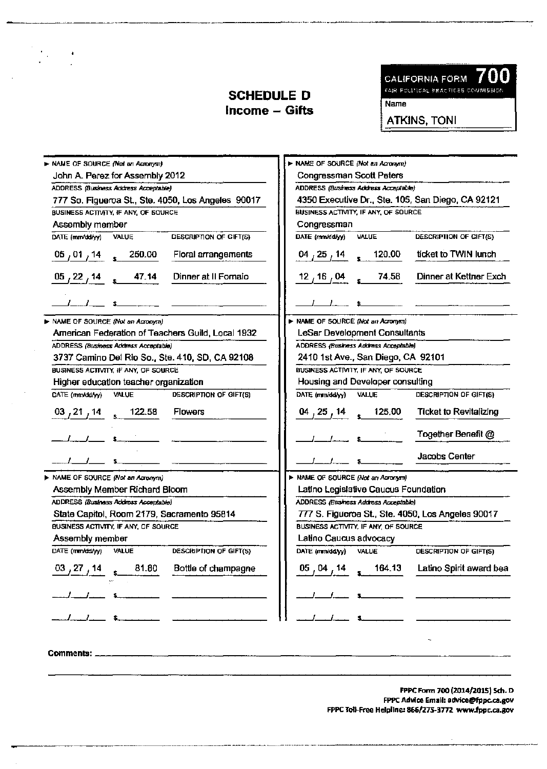## SCHEDULE D
## Income – Gifts

**CALIFORNIA FORM 700**
FAIR POLITICAL PRACTICES COMMISSION

Name: ATKINS, TONI

---

**NAME OF SOURCE** *(Not an Acronym)*
John A. Perez for Assembly 2012

**ADDRESS** *(Business Address Acceptable)*
777 So. Figueroa St., Ste. 4050, Los Angeles 90017

**BUSINESS ACTIVITY, IF ANY, OF SOURCE**
Assembly member

| DATE (mm/dd/yy) | VALUE | DESCRIPTION OF GIFT(S) |
|---|---|---|
| 05/01/14 | $ 250.00 | Floral arrangements |
| 05/22/14 | $ 47.14 | Dinner at Il Fornaio |
| / / | $ | |

---

**NAME OF SOURCE** *(Not an Acronym)*
Congressman Scott Peters

**ADDRESS** *(Business Address Acceptable)*
4350 Executive Dr., Ste. 105, San Diego, CA 92121

**BUSINESS ACTIVITY, IF ANY, OF SOURCE**
Congressman

| DATE (mm/dd/yy) | VALUE | DESCRIPTION OF GIFT(S) |
|---|---|---|
| 04/25/14 | $ 120.00 | ticket to TWIN lunch |
| 12/16/04 | $ 74.58 | Dinner at Kettner Exch |
| / / | $ | |

---

**NAME OF SOURCE** *(Not an Acronym)*
American Federation of Teachers Guild, Local 1932

**ADDRESS** *(Business Address Acceptable)*
3737 Camino Del Rio So., Ste. 410, SD, CA 92108

**BUSINESS ACTIVITY, IF ANY, OF SOURCE**
Higher education teacher organization

| DATE (mm/dd/yy) | VALUE | DESCRIPTION OF GIFT(S) |
|---|---|---|
| 03/21/14 | $ 122.58 | Flowers |
| / / | $ | |
| / / | $ | |

---

**NAME OF SOURCE** *(Not an Acronym)*
LeSar Development Consultants

**ADDRESS** *(Business Address Acceptable)*
2410 1st Ave., San Diego, CA 92101

**BUSINESS ACTIVITY, IF ANY, OF SOURCE**
Housing and Developer consulting

| DATE (mm/dd/yy) | VALUE | DESCRIPTION OF GIFT(S) |
|---|---|---|
| 04/25/14 | $ 125.00 | Ticket to Revitalizing |
| / / | $ | Together Benefit @ |
| / / | $ | Jacobs Center |

---

**NAME OF SOURCE** *(Not an Acronym)*
Assembly Member Richard Bloom

**ADDRESS** *(Business Address Acceptable)*
State Capitol, Room 2179, Sacramento 95814

**BUSINESS ACTIVITY, IF ANY, OF SOURCE**
Assembly member

| DATE (mm/dd/yy) | VALUE | DESCRIPTION OF GIFT(S) |
|---|---|---|
| 03/27/14 | $ 81.80 | Bottle of champagne |
| / / | $ | |
| / / | $ | |

---

**NAME OF SOURCE** *(Not an Acronym)*
Latino Legislative Caucus Foundation

**ADDRESS** *(Business Address Acceptable)*
777 S. Figueroa St., Ste. 4050, Los Angeles 90017

**BUSINESS ACTIVITY, IF ANY, OF SOURCE**
Latino Caucus advocacy

| DATE (mm/dd/yy) | VALUE | DESCRIPTION OF GIFT(S) |
|---|---|---|
| 05/04/14 | $ 164.13 | Latino Spirit award bea |
| / / | $ | |
| / / | $ | |

---

**Comments:** ____________________

FPPC Form 700 (2014/2015) Sch. D
FPPC Advice Email: advice@fppc.ca.gov
FPPC Toll-Free Helpline: 866/275-3772 www.fppc.ca.gov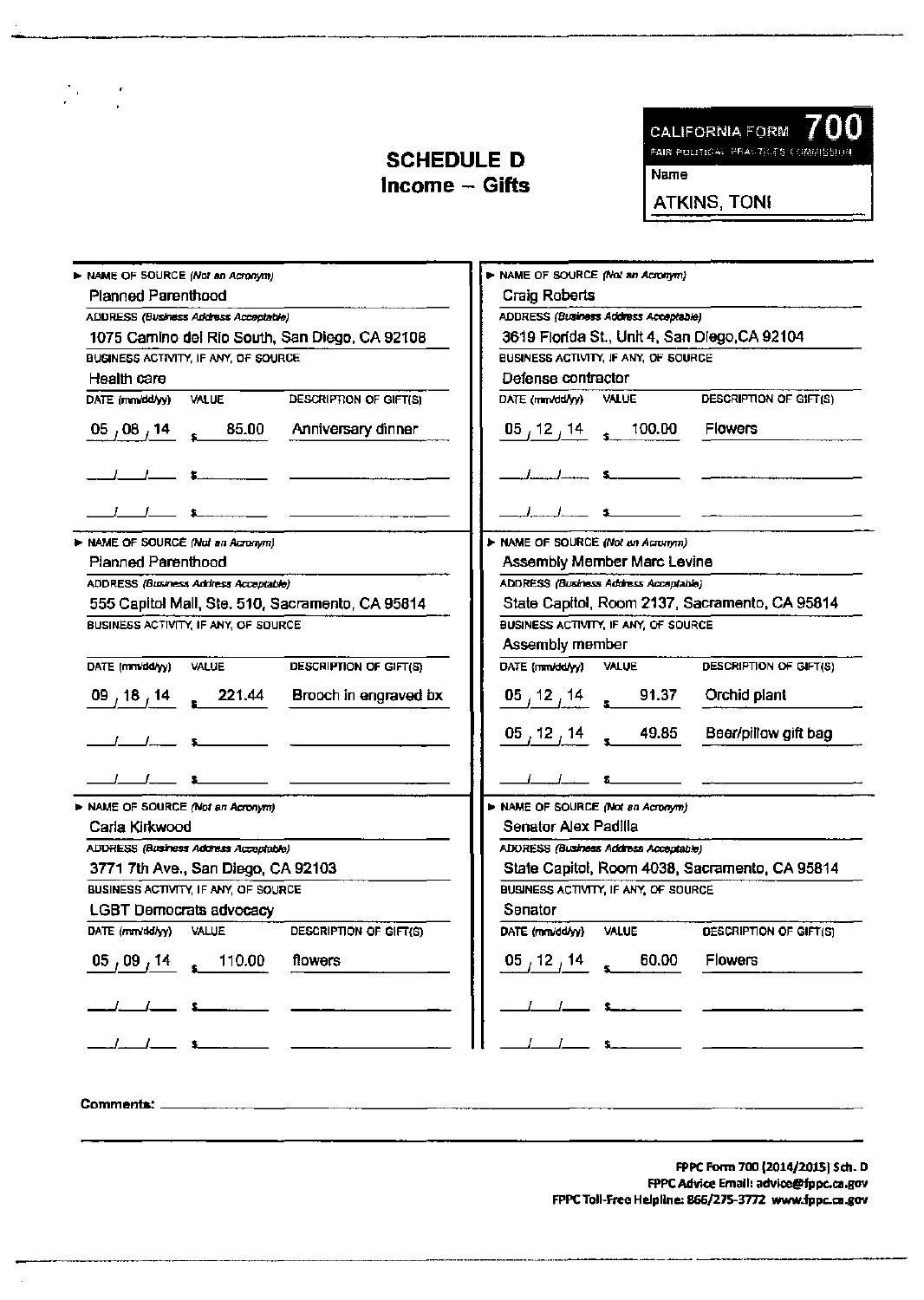# SCHEDULE D
## Income – Gifts

**CALIFORNIA FORM 700**
FAIR POLITICAL PRACTICES COMMISSION

Name
ATKINS, TONI

---

**► NAME OF SOURCE** *(Not an Acronym)*
Planned Parenthood

**ADDRESS** *(Business Address Acceptable)*
1075 Camino del Rio South, San Diego, CA 92108

**BUSINESS ACTIVITY, IF ANY, OF SOURCE**
Health care

| DATE (mm/dd/yy) | VALUE | DESCRIPTION OF GIFT(S) |
|---|---|---|
| 05 / 08 / 14 | $ 85.00 | Anniversary dinner |
| / / | $ | |
| / / | $ | |

---

**► NAME OF SOURCE** *(Not an Acronym)*
Craig Roberts

**ADDRESS** *(Business Address Acceptable)*
3619 Florida St., Unit 4, San Diego, CA 92104

**BUSINESS ACTIVITY, IF ANY, OF SOURCE**
Defense contractor

| DATE (mm/dd/yy) | VALUE | DESCRIPTION OF GIFT(S) |
|---|---|---|
| 05 / 12 / 14 | $ 100.00 | Flowers |
| / / | $ | |
| / / | $ | |

---

**► NAME OF SOURCE** *(Not an Acronym)*
Planned Parenthood

**ADDRESS** *(Business Address Acceptable)*
555 Capitol Mall, Ste. 510, Sacramento, CA 95814

**BUSINESS ACTIVITY, IF ANY, OF SOURCE**

| DATE (mm/dd/yy) | VALUE | DESCRIPTION OF GIFT(S) |
|---|---|---|
| 09 / 18 / 14 | $ 221.44 | Brooch in engraved bx |
| / / | $ | |
| / / | $ | |

---

**► NAME OF SOURCE** *(Not an Acronym)*
Assembly Member Marc Levine

**ADDRESS** *(Business Address Acceptable)*
State Capitol, Room 2137, Sacramento, CA 95814

**BUSINESS ACTIVITY, IF ANY, OF SOURCE**
Assembly member

| DATE (mm/dd/yy) | VALUE | DESCRIPTION OF GIFT(S) |
|---|---|---|
| 05 / 12 / 14 | $ 91.37 | Orchid plant |
| 05 / 12 / 14 | $ 49.85 | Beer/pillow gift bag |
| / / | $ | |

---

**► NAME OF SOURCE** *(Not an Acronym)*
Carla Kirkwood

**ADDRESS** *(Business Address Acceptable)*
3771 7th Ave., San Diego, CA 92103

**BUSINESS ACTIVITY, IF ANY, OF SOURCE**
LGBT Democrats advocacy

| DATE (mm/dd/yy) | VALUE | DESCRIPTION OF GIFT(S) |
|---|---|---|
| 05 / 09 / 14 | $ 110.00 | flowers |
| / / | $ | |
| / / | $ | |

---

**► NAME OF SOURCE** *(Not an Acronym)*
Senator Alex Padilla

**ADDRESS** *(Business Address Acceptable)*
State Capitol, Room 4038, Sacramento, CA 95814

**BUSINESS ACTIVITY, IF ANY, OF SOURCE**
Senator

| DATE (mm/dd/yy) | VALUE | DESCRIPTION OF GIFT(S) |
|---|---|---|
| 05 / 12 / 14 | $ 60.00 | Flowers |
| / / | $ | |
| / / | $ | |

---

**Comments:**

FPPC Form 700 (2014/2015) Sch. D
FPPC Advice Email: advice@fppc.ca.gov
FPPC Toll-Free Helpline: 866/275-3772 www.fppc.ca.gov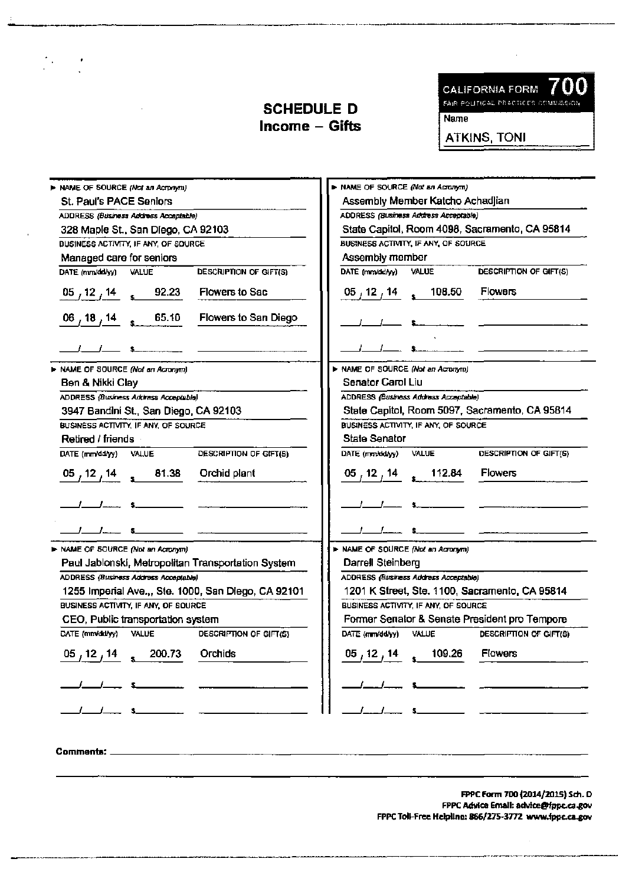**CALIFORNIA FORM 700**
FAIR POLITICAL PRACTICES COMMISSION

Name: ATKINS, TONI

# SCHEDULE D
## Income – Gifts

---

**NAME OF SOURCE** *(Not an Acronym)*
St. Paul's PACE Seniors

**ADDRESS** *(Business Address Acceptable)*
328 Maple St., San Diego, CA 92103

**BUSINESS ACTIVITY, IF ANY, OF SOURCE**
Managed care for seniors

| DATE (mm/dd/yy) | VALUE | DESCRIPTION OF GIFT(S) |
|---|---|---|
| 05 / 12 / 14 | $ 92.23 | Flowers to Sac |
| 06 / 18 / 14 | $ 65.10 | Flowers to San Diego |
| / / | $ | |

---

**NAME OF SOURCE** *(Not an Acronym)*
Ben & Nikki Clay

**ADDRESS** *(Business Address Acceptable)*
3947 Bandini St., San Diego, CA 92103

**BUSINESS ACTIVITY, IF ANY, OF SOURCE**
Retired / friends

| DATE (mm/dd/yy) | VALUE | DESCRIPTION OF GIFT(S) |
|---|---|---|
| 05 / 12 / 14 | $ 81.38 | Orchid plant |
| / / | $ | |
| / / | $ | |

---

**NAME OF SOURCE** *(Not an Acronym)*
Paul Jablonski, Metropolitan Transportation System

**ADDRESS** *(Business Address Acceptable)*
1255 Imperial Ave.,, Ste. 1000, San Diego, CA 92101

**BUSINESS ACTIVITY, IF ANY, OF SOURCE**
CEO, Public transportation system

| DATE (mm/dd/yy) | VALUE | DESCRIPTION OF GIFT(S) |
|---|---|---|
| 05 / 12 / 14 | $ 200.73 | Orchids |
| / / | $ | |
| / / | $ | |

---

**NAME OF SOURCE** *(Not an Acronym)*
Assembly Member Katcho Achadjian

**ADDRESS** *(Business Address Acceptable)*
State Capitol, Room 4098, Sacramento, CA 95814

**BUSINESS ACTIVITY, IF ANY, OF SOURCE**
Assembly member

| DATE (mm/dd/yy) | VALUE | DESCRIPTION OF GIFT(S) |
|---|---|---|
| 05 / 12 / 14 | $ 108.50 | Flowers |
| / / | $ | |
| / / | $ | |

---

**NAME OF SOURCE** *(Not an Acronym)*
Senator Carol Liu

**ADDRESS** *(Business Address Acceptable)*
State Capitol, Room 5097, Sacramento, CA 95814

**BUSINESS ACTIVITY, IF ANY, OF SOURCE**
State Senator

| DATE (mm/dd/yy) | VALUE | DESCRIPTION OF GIFT(S) |
|---|---|---|
| 05 / 12 / 14 | $ 112.84 | Flowers |
| / / | $ | |
| / / | $ | |

---

**NAME OF SOURCE** *(Not an Acronym)*
Darrell Steinberg

**ADDRESS** *(Business Address Acceptable)*
1201 K Street, Ste. 1100, Sacramento, CA 95814

**BUSINESS ACTIVITY, IF ANY, OF SOURCE**
Former Senator & Senate President pro Tempore

| DATE (mm/dd/yy) | VALUE | DESCRIPTION OF GIFT(S) |
|---|---|---|
| 05 / 12 / 14 | $ 109.26 | Flowers |
| / / | $ | |
| / / | $ | |

---

**Comments:**

FPPC Form 700 (2014/2015) Sch. D
FPPC Advice Email: advice@fppc.ca.gov
FPPC Toll-Free Helpline: 866/275-3772 www.fppc.ca.gov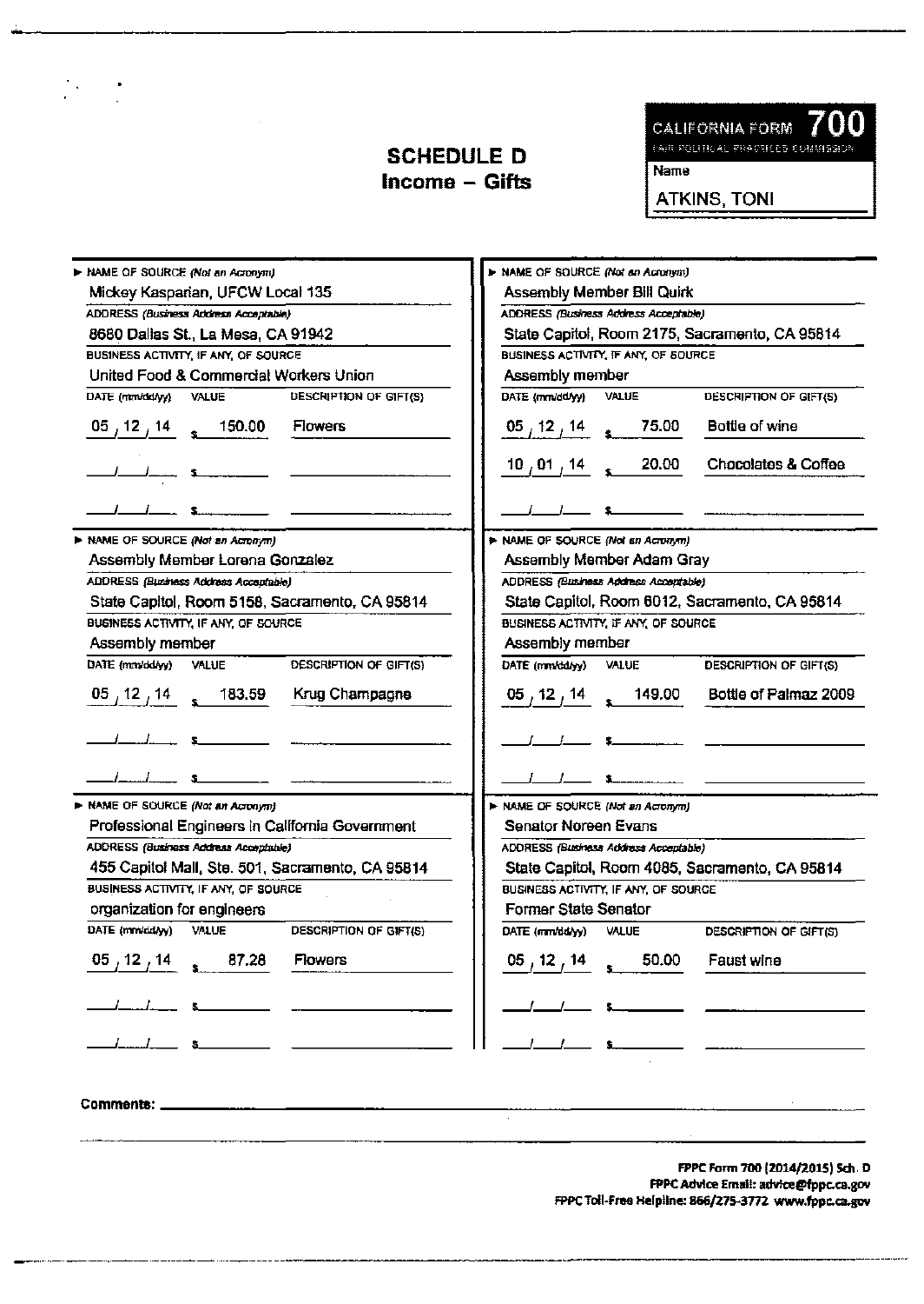## SCHEDULE D
## Income – Gifts

**CALIFORNIA FORM 700**
FAIR POLITICAL PRACTICES COMMISSION

Name
ATKINS, TONI

---

► **NAME OF SOURCE** *(Not an Acronym)*
Mickey Kasparian, UFCW Local 135

**ADDRESS** *(Business Address Acceptable)*
8680 Dallas St., La Mesa, CA 91942

**BUSINESS ACTIVITY, IF ANY, OF SOURCE**
United Food & Commercial Workers Union

| DATE (mm/dd/yy) | VALUE | DESCRIPTION OF GIFT(S) |
|---|---|---|
| 05 / 12 / 14 | $ 150.00 | Flowers |
| / / | $ | |
| / / | $ | |

---

► **NAME OF SOURCE** *(Not an Acronym)*
Assembly Member Bill Quirk

**ADDRESS** *(Business Address Acceptable)*
State Capitol, Room 2175, Sacramento, CA 95814

**BUSINESS ACTIVITY, IF ANY, OF SOURCE**
Assembly member

| DATE (mm/dd/yy) | VALUE | DESCRIPTION OF GIFT(S) |
|---|---|---|
| 05 / 12 / 14 | $ 75.00 | Bottle of wine |
| 10 / 01 / 14 | $ 20.00 | Chocolates & Coffee |
| / / | $ | |

---

► **NAME OF SOURCE** *(Not an Acronym)*
Assembly Member Lorena Gonzalez

**ADDRESS** *(Business Address Acceptable)*
State Capitol, Room 5158, Sacramento, CA 95814

**BUSINESS ACTIVITY, IF ANY, OF SOURCE**
Assembly member

| DATE (mm/dd/yy) | VALUE | DESCRIPTION OF GIFT(S) |
|---|---|---|
| 05 / 12 / 14 | $ 183.59 | Krug Champagne |
| / / | $ | |
| / / | $ | |

---

► **NAME OF SOURCE** *(Not an Acronym)*
Assembly Member Adam Gray

**ADDRESS** *(Business Address Acceptable)*
State Capitol, Room 6012, Sacramento, CA 95814

**BUSINESS ACTIVITY, IF ANY, OF SOURCE**
Assembly member

| DATE (mm/dd/yy) | VALUE | DESCRIPTION OF GIFT(S) |
|---|---|---|
| 05 / 12 / 14 | $ 149.00 | Bottle of Palmaz 2009 |
| / / | $ | |
| / / | $ | |

---

► **NAME OF SOURCE** *(Not an Acronym)*
Professional Engineers in California Government

**ADDRESS** *(Business Address Acceptable)*
455 Capitol Mall, Ste. 501, Sacramento, CA 95814

**BUSINESS ACTIVITY, IF ANY, OF SOURCE**
organization for engineers

| DATE (mm/dd/yy) | VALUE | DESCRIPTION OF GIFT(S) |
|---|---|---|
| 05 / 12 / 14 | $ 87.28 | Flowers |
| / / | $ | |
| / / | $ | |

---

► **NAME OF SOURCE** *(Not an Acronym)*
Senator Noreen Evans

**ADDRESS** *(Business Address Acceptable)*
State Capitol, Room 4085, Sacramento, CA 95814

**BUSINESS ACTIVITY, IF ANY, OF SOURCE**
Former State Senator

| DATE (mm/dd/yy) | VALUE | DESCRIPTION OF GIFT(S) |
|---|---|---|
| 05 / 12 / 14 | $ 50.00 | Faust wine |
| / / | $ | |
| / / | $ | |

---

**Comments:**

FPPC Form 700 (2014/2015) Sch. D
FPPC Advice Email: advice@fppc.ca.gov
FPPC Toll-Free Helpline: 866/275-3772 www.fppc.ca.gov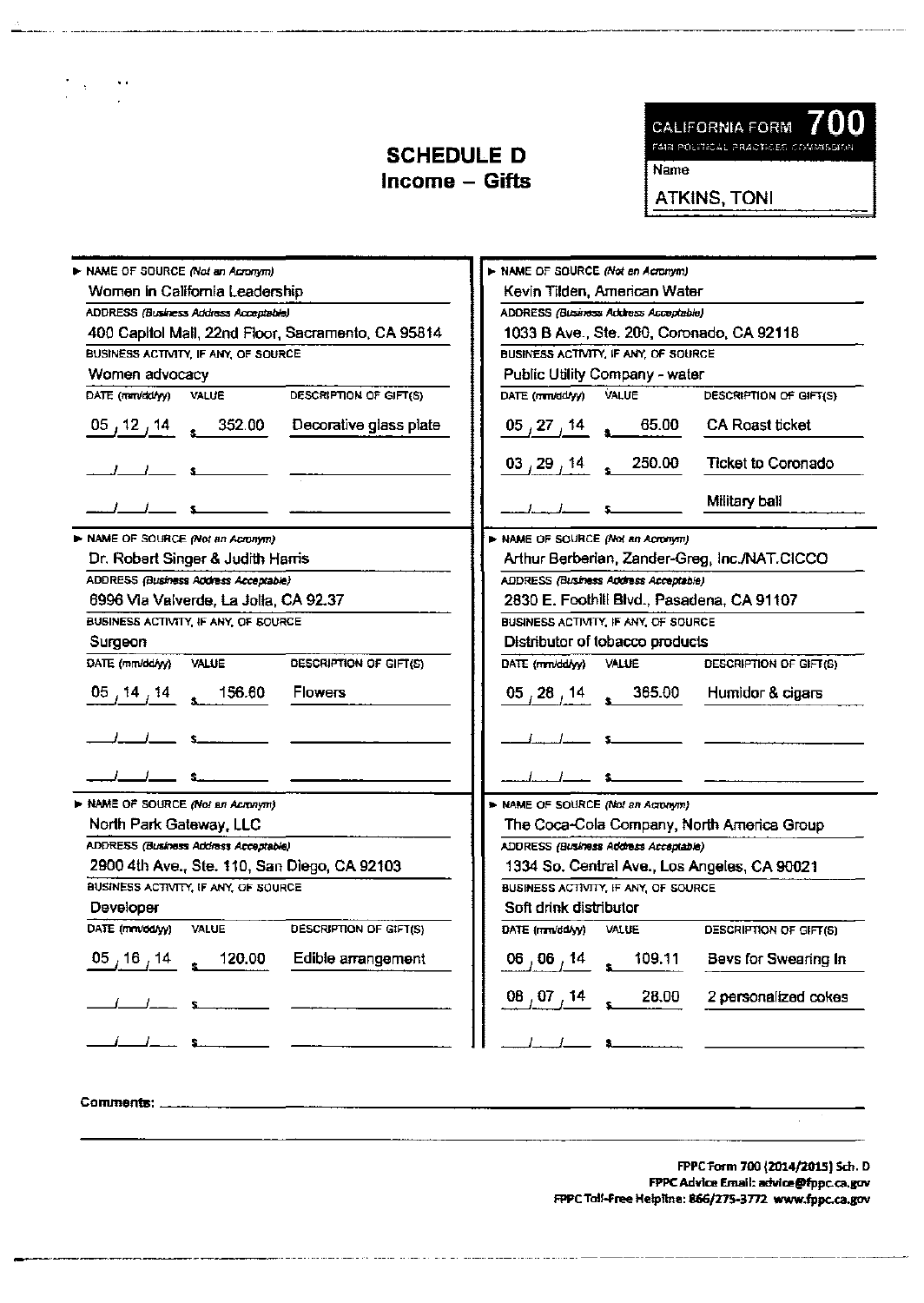# SCHEDULE D
## Income – Gifts

**CALIFORNIA FORM 700**
FAIR POLITICAL PRACTICES COMMISSION

Name: ATKINS, TONI

---

► NAME OF SOURCE *(Not an Acronym)*
Women in California Leadership

ADDRESS *(Business Address Acceptable)*
400 Capitol Mall, 22nd Floor, Sacramento, CA 95814

BUSINESS ACTIVITY, IF ANY, OF SOURCE
Women advocacy

| DATE (mm/dd/yy) | VALUE | DESCRIPTION OF GIFT(S) |
|---|---|---|
| 05 / 12 / 14 | $ 352.00 | Decorative glass plate |
| / / | $ | |
| / / | $ | |

---

► NAME OF SOURCE *(Not an Acronym)*
Kevin Tilden, American Water

ADDRESS *(Business Address Acceptable)*
1033 B Ave., Ste. 200, Coronado, CA 92118

BUSINESS ACTIVITY, IF ANY, OF SOURCE
Public Utility Company - water

| DATE (mm/dd/yy) | VALUE | DESCRIPTION OF GIFT(S) |
|---|---|---|
| 05 / 27 / 14 | $ 65.00 | CA Roast ticket |
| 03 / 29 / 14 | $ 250.00 | Ticket to Coronado |
| / / | $ | Military ball |

---

► NAME OF SOURCE *(Not an Acronym)*
Dr. Robert Singer & Judith Harris

ADDRESS *(Business Address Acceptable)*
6996 Via Valverde, La Jolla, CA 92.37

BUSINESS ACTIVITY, IF ANY, OF SOURCE
Surgeon

| DATE (mm/dd/yy) | VALUE | DESCRIPTION OF GIFT(S) |
|---|---|---|
| 05 / 14 / 14 | $ 156.60 | Flowers |
| / / | $ | |
| / / | $ | |

---

► NAME OF SOURCE *(Not an Acronym)*
Arthur Berberian, Zander-Greg, Inc./NAT.CICCO

ADDRESS *(Business Address Acceptable)*
2830 E. Foothill Blvd., Pasadena, CA 91107

BUSINESS ACTIVITY, IF ANY, OF SOURCE
Distributor of tobacco products

| DATE (mm/dd/yy) | VALUE | DESCRIPTION OF GIFT(S) |
|---|---|---|
| 05 / 28 / 14 | $ 365.00 | Humidor & cigars |
| / / | $ | |
| / / | $ | |

---

► NAME OF SOURCE *(Not an Acronym)*
North Park Gateway, LLC

ADDRESS *(Business Address Acceptable)*
2900 4th Ave., Ste. 110, San Diego, CA 92103

BUSINESS ACTIVITY, IF ANY, OF SOURCE
Developer

| DATE (mm/dd/yy) | VALUE | DESCRIPTION OF GIFT(S) |
|---|---|---|
| 05 / 16 / 14 | $ 120.00 | Edible arrangement |
| / / | $ | |
| / / | $ | |

---

► NAME OF SOURCE *(Not an Acronym)*
The Coca-Cola Company, North America Group

ADDRESS *(Business Address Acceptable)*
1334 So. Central Ave., Los Angeles, CA 90021

BUSINESS ACTIVITY, IF ANY, OF SOURCE
Soft drink distributor

| DATE (mm/dd/yy) | VALUE | DESCRIPTION OF GIFT(S) |
|---|---|---|
| 06 / 06 / 14 | $ 109.11 | Bevs for Swearing In |
| 08 / 07 / 14 | $ 28.00 | 2 personalized cokes |
| / / | $ | |

---

**Comments:**

FPPC Form 700 (2014/2015) Sch. D
FPPC Advice Email: advice@fppc.ca.gov
FPPC Toll-Free Helpline: 866/275-3772 www.fppc.ca.gov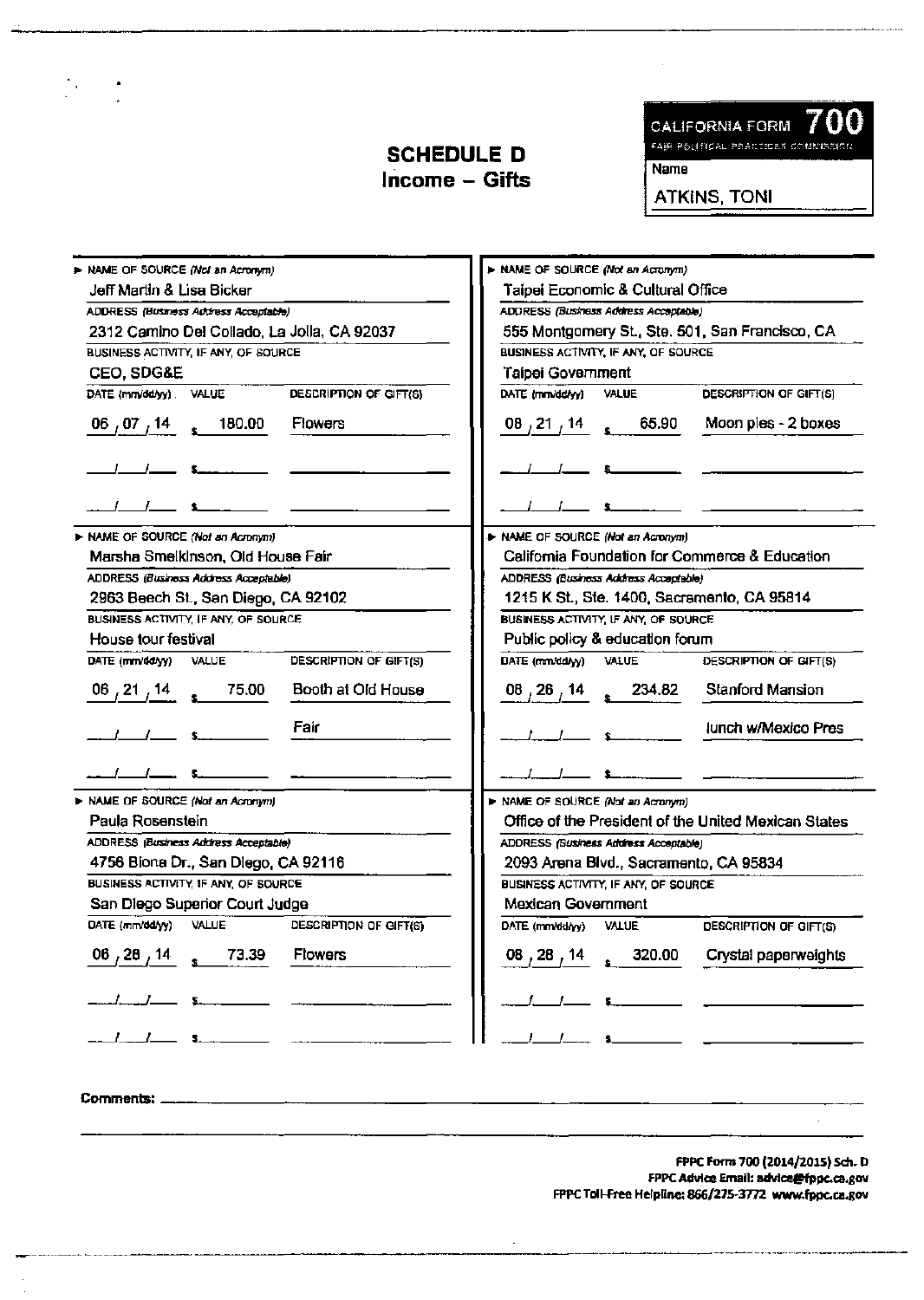**CALIFORNIA FORM 700**
FAIR POLITICAL PRACTICES COMMISSION

Name: ATKINS, TONI

# SCHEDULE D
## Income – Gifts

---

**NAME OF SOURCE** *(Not an Acronym)*
Jeff Martin & Lisa Bicker

**ADDRESS** *(Business Address Acceptable)*
2312 Camino Del Collado, La Jolla, CA 92037

**BUSINESS ACTIVITY, IF ANY, OF SOURCE**
CEO, SDG&E

| DATE (mm/dd/yy) | VALUE | DESCRIPTION OF GIFT(S) |
|---|---|---|
| 06 / 07 / 14 | $ 180.00 | Flowers |
| / / | $ | |
| / / | $ | |

---

**NAME OF SOURCE** *(Not an Acronym)*
Marsha Smelkinson, Old House Fair

**ADDRESS** *(Business Address Acceptable)*
2963 Beech St., San Diego, CA 92102

**BUSINESS ACTIVITY, IF ANY, OF SOURCE**
House tour festival

| DATE (mm/dd/yy) | VALUE | DESCRIPTION OF GIFT(S) |
|---|---|---|
| 06 / 21 / 14 | $ 75.00 | Booth at Old House |
| / / | $ | Fair |
| / / | $ | |

---

**NAME OF SOURCE** *(Not an Acronym)*
Paula Rosenstein

**ADDRESS** *(Business Address Acceptable)*
4756 Biona Dr., San Diego, CA 92116

**BUSINESS ACTIVITY, IF ANY, OF SOURCE**
San Diego Superior Court Judge

| DATE (mm/dd/yy) | VALUE | DESCRIPTION OF GIFT(S) |
|---|---|---|
| 06 / 28 / 14 | $ 73.39 | Flowers |
| / / | $ | |
| / / | $ | |

---

**NAME OF SOURCE** *(Not an Acronym)*
Taipei Economic & Cultural Office

**ADDRESS** *(Business Address Acceptable)*
555 Montgomery St., Ste. 501, San Francisco, CA

**BUSINESS ACTIVITY, IF ANY, OF SOURCE**
Taipei Government

| DATE (mm/dd/yy) | VALUE | DESCRIPTION OF GIFT(S) |
|---|---|---|
| 08 / 21 / 14 | $ 65.90 | Moon pies - 2 boxes |
| / / | $ | |
| / / | $ | |

---

**NAME OF SOURCE** *(Not an Acronym)*
California Foundation for Commerce & Education

**ADDRESS** *(Business Address Acceptable)*
1215 K St., Ste. 1400, Sacramento, CA 95814

**BUSINESS ACTIVITY, IF ANY, OF SOURCE**
Public policy & education forum

| DATE (mm/dd/yy) | VALUE | DESCRIPTION OF GIFT(S) |
|---|---|---|
| 08 / 26 / 14 | $ 234.82 | Stanford Mansion |
| / / | $ | lunch w/Mexico Pres |
| / / | $ | |

---

**NAME OF SOURCE** *(Not an Acronym)*
Office of the President of the United Mexican States

**ADDRESS** *(Business Address Acceptable)*
2093 Arena Blvd., Sacramento, CA 95834

**BUSINESS ACTIVITY, IF ANY, OF SOURCE**
Mexican Government

| DATE (mm/dd/yy) | VALUE | DESCRIPTION OF GIFT(S) |
|---|---|---|
| 08 / 28 / 14 | $ 320.00 | Crystal paperweights |
| / / | $ | |
| / / | $ | |

---

**Comments:**

FPPC Form 700 (2014/2015) Sch. D
FPPC Advice Email: advice@fppc.ca.gov
FPPC Toll-Free Helpline: 866/275-3772 www.fppc.ca.gov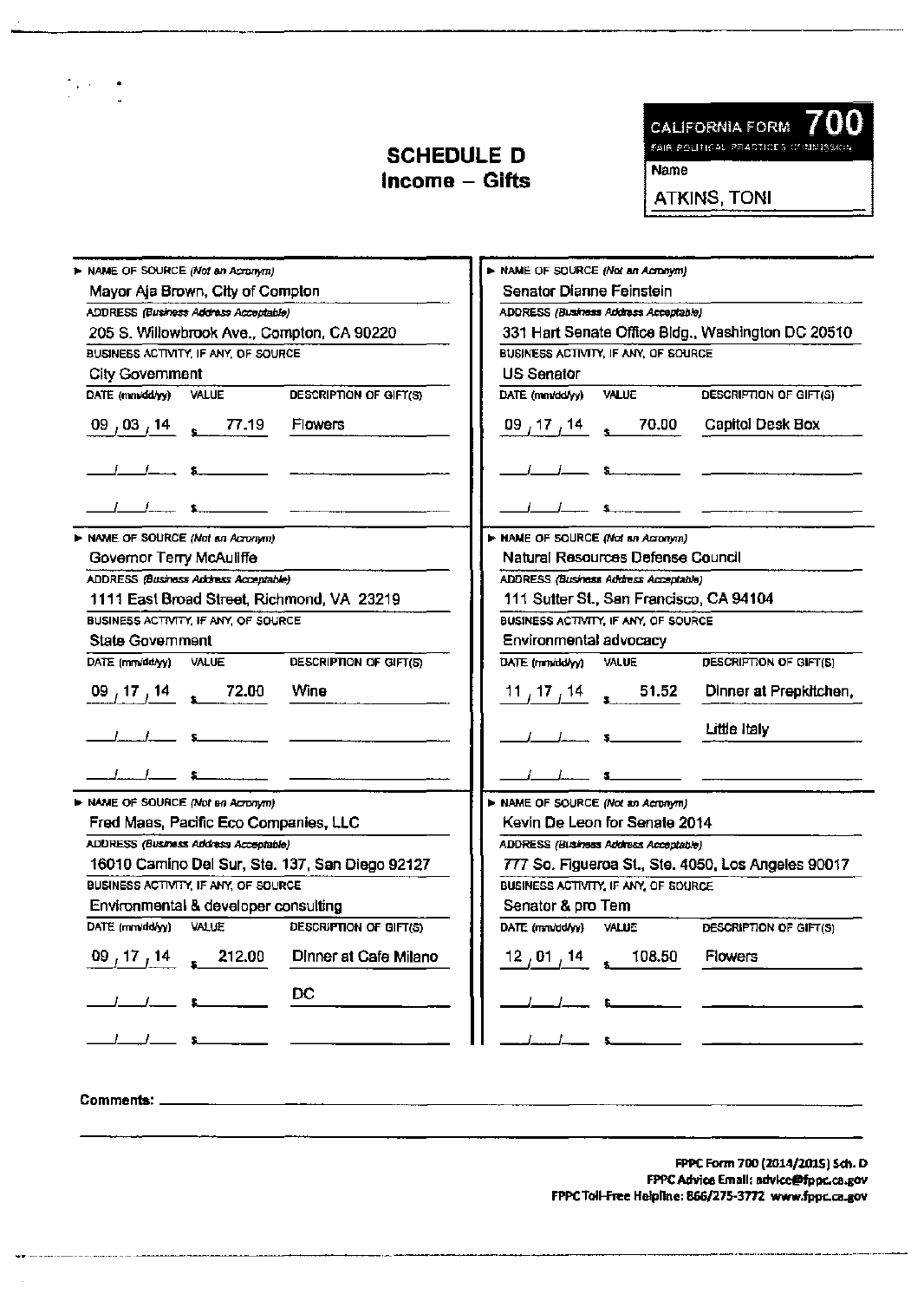# SCHEDULE D
## Income – Gifts

**CALIFORNIA FORM 700**
FAIR POLITICAL PRACTICES COMMISSION

Name: ATKINS, TONI

---

**NAME OF SOURCE** *(Not an Acronym)*
Mayor Aja Brown, City of Compton

**ADDRESS** *(Business Address Acceptable)*
205 S. Willowbrook Ave., Compton, CA 90220

**BUSINESS ACTIVITY, IF ANY, OF SOURCE**
City Government

| DATE (mm/dd/yy) | VALUE | DESCRIPTION OF GIFT(S) |
|---|---|---|
| 09/03/14 | $ 77.19 | Flowers |
| / / | $ | |
| / / | $ | |

---

**NAME OF SOURCE** *(Not an Acronym)*
Senator Dianne Feinstein

**ADDRESS** *(Business Address Acceptable)*
331 Hart Senate Office Bldg., Washington DC 20510

**BUSINESS ACTIVITY, IF ANY, OF SOURCE**
US Senator

| DATE (mm/dd/yy) | VALUE | DESCRIPTION OF GIFT(S) |
|---|---|---|
| 09/17/14 | $ 70.00 | Capitol Desk Box |
| / / | $ | |
| / / | $ | |

---

**NAME OF SOURCE** *(Not an Acronym)*
Governor Terry McAuliffe

**ADDRESS** *(Business Address Acceptable)*
1111 East Broad Street, Richmond, VA 23219

**BUSINESS ACTIVITY, IF ANY, OF SOURCE**
State Government

| DATE (mm/dd/yy) | VALUE | DESCRIPTION OF GIFT(S) |
|---|---|---|
| 09/17/14 | $ 72.00 | Wine |
| / / | $ | |
| / / | $ | |

---

**NAME OF SOURCE** *(Not an Acronym)*
Natural Resources Defense Council

**ADDRESS** *(Business Address Acceptable)*
111 Sutter St., San Francisco, CA 94104

**BUSINESS ACTIVITY, IF ANY, OF SOURCE**
Environmental advocacy

| DATE (mm/dd/yy) | VALUE | DESCRIPTION OF GIFT(S) |
|---|---|---|
| 11/17/14 | $ 51.52 | Dinner at Prepkitchen, |
| / / | $ | Little Italy |
| / / | $ | |

---

**NAME OF SOURCE** *(Not an Acronym)*
Fred Maas, Pacific Eco Companies, LLC

**ADDRESS** *(Business Address Acceptable)*
16010 Camino Del Sur, Ste. 137, San Diego 92127

**BUSINESS ACTIVITY, IF ANY, OF SOURCE**
Environmental & developer consulting

| DATE (mm/dd/yy) | VALUE | DESCRIPTION OF GIFT(S) |
|---|---|---|
| 09/17/14 | $ 212.00 | Dinner at Cafe Milano |
| / / | $ | DC |
| / / | $ | |

---

**NAME OF SOURCE** *(Not an Acronym)*
Kevin De Leon for Senate 2014

**ADDRESS** *(Business Address Acceptable)*
777 So. Figueroa St., Ste. 4050, Los Angeles 90017

**BUSINESS ACTIVITY, IF ANY, OF SOURCE**
Senator & pro Tem

| DATE (mm/dd/yy) | VALUE | DESCRIPTION OF GIFT(S) |
|---|---|---|
| 12/01/14 | $ 108.50 | Flowers |
| / / | $ | |
| / / | $ | |

---

**Comments:** 

FPPC Form 700 (2014/2015) Sch. D
FPPC Advice Email: advice@fppc.ca.gov
FPPC Toll-Free Helpline: 866/275-3772 www.fppc.ca.gov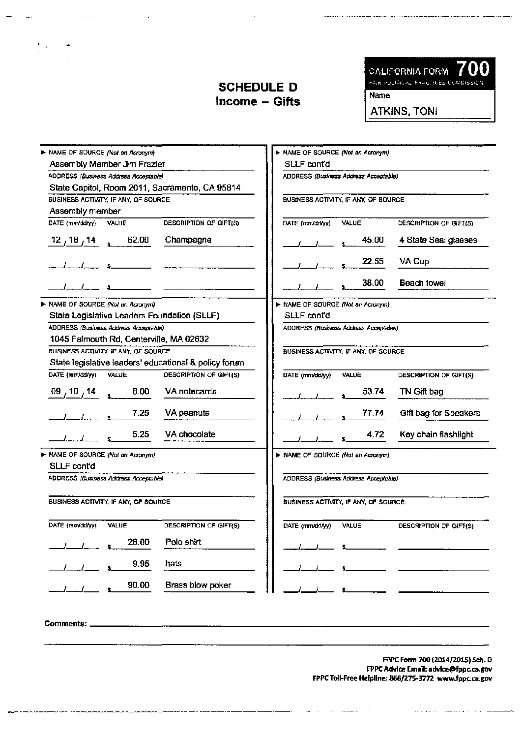# SCHEDULE D
## Income – Gifts

**CALIFORNIA FORM 700**
FAIR POLITICAL PRACTICES COMMISSION

Name: ATKINS, TONI

---

**NAME OF SOURCE** *(Not an Acronym)*: Assembly Member Jim Frazier

**ADDRESS** *(Business Address Acceptable)*: State Capitol, Room 2011, Sacramento, CA 95814

**BUSINESS ACTIVITY, IF ANY, OF SOURCE**: Assembly member

| DATE (mm/dd/yy) | VALUE | DESCRIPTION OF GIFT(S) |
|---|---|---|
| 12 / 18 / 14 | $ 62.00 | Champagne |
| / / | $ | |
| / / | $ | |

---

**NAME OF SOURCE** *(Not an Acronym)*: State Legislative Leaders Foundation (SLLF)

**ADDRESS** *(Business Address Acceptable)*: 1045 Falmouth Rd, Centerville, MA 02632

**BUSINESS ACTIVITY, IF ANY, OF SOURCE**: State legislative leaders' educational & policy forum

| DATE (mm/dd/yy) | VALUE | DESCRIPTION OF GIFT(S) |
|---|---|---|
| 09 / 10 / 14 | $ 8.00 | VA notecards |
| / / | $ 7.25 | VA peanuts |
| / / | $ 5.25 | VA chocolate |

---

**NAME OF SOURCE** *(Not an Acronym)*: SLLF cont'd

**ADDRESS** *(Business Address Acceptable)*:

**BUSINESS ACTIVITY, IF ANY, OF SOURCE**:

| DATE (mm/dd/yy) | VALUE | DESCRIPTION OF GIFT(S) |
|---|---|---|
| / / | $ 26.00 | Polo shirt |
| / / | $ 9.95 | hats |
| / / | $ 90.00 | Brass blow poker |

---

**NAME OF SOURCE** *(Not an Acronym)*: SLLF cont'd

**ADDRESS** *(Business Address Acceptable)*:

**BUSINESS ACTIVITY, IF ANY, OF SOURCE**:

| DATE (mm/dd/yy) | VALUE | DESCRIPTION OF GIFT(S) |
|---|---|---|
| / / | $ 45.00 | 4 State Seal glasses |
| / / | $ 22.55 | VA Cup |
| / / | $ 38.00 | Beach towel |

---

**NAME OF SOURCE** *(Not an Acronym)*: SLLF cont'd

**ADDRESS** *(Business Address Acceptable)*:

**BUSINESS ACTIVITY, IF ANY, OF SOURCE**:

| DATE (mm/dd/yy) | VALUE | DESCRIPTION OF GIFT(S) |
|---|---|---|
| / / | $ 53.74 | TN Gift bag |
| / / | $ 77.74 | Gift bag for Speakers |
| / / | $ 4.72 | Key chain flashlight |

---

**NAME OF SOURCE** *(Not an Acronym)*:

**ADDRESS** *(Business Address Acceptable)*:

**BUSINESS ACTIVITY, IF ANY, OF SOURCE**:

| DATE (mm/dd/yy) | VALUE | DESCRIPTION OF GIFT(S) |
|---|---|---|
| / / | $ | |
| / / | $ | |
| / / | $ | |

---

**Comments:**

FPPC Form 700 (2014/2015) Sch. D
FPPC Advice Email: advice@fppc.ca.gov
FPPC Toll-Free Helpline: 866/275-3772 www.fppc.ca.gov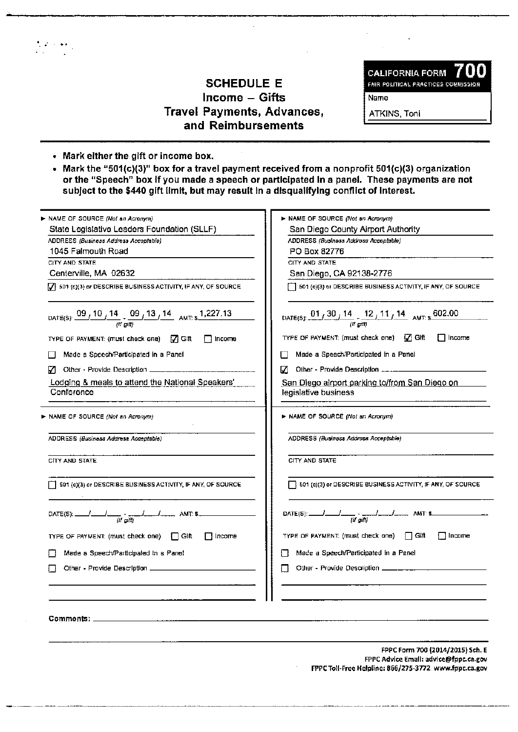# SCHEDULE E
## Income – Gifts
## Travel Payments, Advances, and Reimbursements

**CALIFORNIA FORM 700**
FAIR POLITICAL PRACTICES COMMISSION

Name
ATKINS, Toni

- **Mark either the gift or income box.**
- **Mark the "501(c)(3)" box for a travel payment received from a nonprofit 501(c)(3) organization or the "Speech" box if you made a speech or participated in a panel. These payments are not subject to the $440 gift limit, but may result in a disqualifying conflict of interest.**

---

► NAME OF SOURCE *(Not an Acronym)*
State Legislative Leaders Foundation (SLLF)

ADDRESS *(Business Address Acceptable)*
1045 Falmouth Road

CITY AND STATE
Centerville, MA 02632

☑ 501 (c)(3) or DESCRIBE BUSINESS ACTIVITY, IF ANY, OF SOURCE

DATE(S): 09/10/14 - 09/13/14 *(If gift)* AMT: $ 1,227.13

TYPE OF PAYMENT: (must check one) ☑ Gift ☐ Income

☐ Made a Speech/Participated in a Panel

☑ Other - Provide Description
Lodging & meals to attend the National Speakers' Conference

---

► NAME OF SOURCE *(Not an Acronym)*
San Diego County Airport Authority

ADDRESS *(Business Address Acceptable)*
PO Box 82776

CITY AND STATE
San Diego, CA 92138-2776

☐ 501 (c)(3) or DESCRIBE BUSINESS ACTIVITY, IF ANY, OF SOURCE

DATE(S): 01/30/14 - 12/11/14 *(If gift)* AMT: $ 602.00

TYPE OF PAYMENT: (must check one) ☑ Gift ☐ Income

☐ Made a Speech/Participated in a Panel

☑ Other - Provide Description
San Diego airport parking to/from San Diego on legislative business

---

► NAME OF SOURCE *(Not an Acronym)*

ADDRESS *(Business Address Acceptable)*

CITY AND STATE

☐ 501 (c)(3) or DESCRIBE BUSINESS ACTIVITY, IF ANY, OF SOURCE

DATE(S): ___/___/___ - ___/___/___ *(If gift)* AMT: $

TYPE OF PAYMENT: (must check one) ☐ Gift ☐ Income

☐ Made a Speech/Participated in a Panel

☐ Other - Provide Description

---

► NAME OF SOURCE *(Not an Acronym)*

ADDRESS *(Business Address Acceptable)*

CITY AND STATE

☐ 501 (c)(3) or DESCRIBE BUSINESS ACTIVITY, IF ANY, OF SOURCE

DATE(S): ___/___/___ - ___/___/___ *(If gift)* AMT: $

TYPE OF PAYMENT: (must check one) ☐ Gift ☐ Income

☐ Made a Speech/Participated in a Panel

☐ Other - Provide Description

---

**Comments:**

FPPC Form 700 (2014/2015) Sch. E
FPPC Advice Email: advice@fppc.ca.gov
FPPC Toll-Free Helpline: 866/275-3772 www.fppc.ca.gov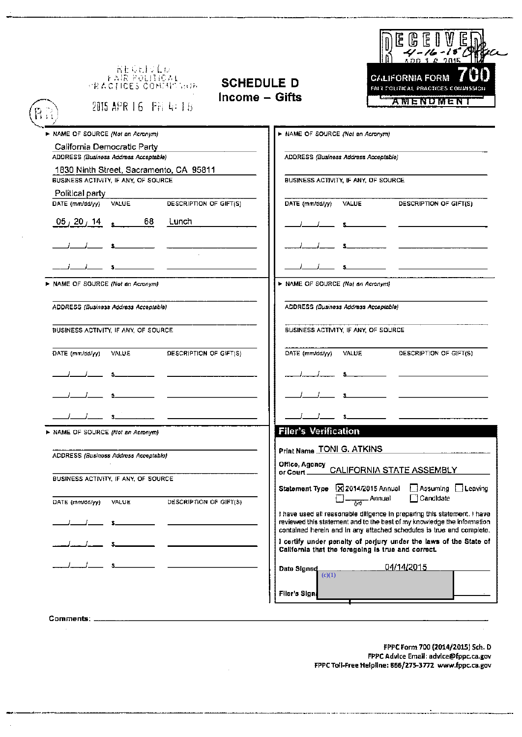RECEIVED
FAIR POLITICAL
PRACTICES COMMISSION

2015 APR 16 PM 4:16

RECEIVED
4-16-15

# SCHEDULE D
## Income – Gifts

**CALIFORNIA FORM 700**
FAIR POLITICAL PRACTICES COMMISSION
AMENDMENT

► NAME OF SOURCE *(Not an Acronym)*
California Democratic Party

ADDRESS *(Business Address Acceptable)*
1830 Ninth Street, Sacramento, CA 95811

BUSINESS ACTIVITY, IF ANY, OF SOURCE
Political party

| DATE (mm/dd/yy) | VALUE | DESCRIPTION OF GIFT(S) |
|---|---|---|
| 05 / 20 / 14 | $ 68 | Lunch |
| ___/___/___ | $ | |
| ___/___/___ | $ | |

► NAME OF SOURCE *(Not an Acronym)*

ADDRESS *(Business Address Acceptable)*

BUSINESS ACTIVITY, IF ANY, OF SOURCE

| DATE (mm/dd/yy) | VALUE | DESCRIPTION OF GIFT(S) |
|---|---|---|
| ___/___/___ | $ | |
| ___/___/___ | $ | |
| ___/___/___ | $ | |

► NAME OF SOURCE *(Not an Acronym)*

ADDRESS *(Business Address Acceptable)*

BUSINESS ACTIVITY, IF ANY, OF SOURCE

| DATE (mm/dd/yy) | VALUE | DESCRIPTION OF GIFT(S) |
|---|---|---|
| ___/___/___ | $ | |
| ___/___/___ | $ | |
| ___/___/___ | $ | |

► NAME OF SOURCE *(Not an Acronym)*

ADDRESS *(Business Address Acceptable)*

BUSINESS ACTIVITY, IF ANY, OF SOURCE

| DATE (mm/dd/yy) | VALUE | DESCRIPTION OF GIFT(S) |
|---|---|---|
| ___/___/___ | $ | |
| ___/___/___ | $ | |
| ___/___/___ | $ | |

► NAME OF SOURCE *(Not an Acronym)*

ADDRESS *(Business Address Acceptable)*

BUSINESS ACTIVITY, IF ANY, OF SOURCE

| DATE (mm/dd/yy) | VALUE | DESCRIPTION OF GIFT(S) |
|---|---|---|
| ___/___/___ | $ | |
| ___/___/___ | $ | |
| ___/___/___ | $ | |

### Filer's Verification

Print Name TONI G. ATKINS

Office, Agency or Court CALIFORNIA STATE ASSEMBLY

Statement Type ☒ 2014/2015 Annual ☐ Assuming ☐ Leaving ☐ ____ Annual (yr) ☐ Candidate

I have used all reasonable diligence in preparing this statement. I have reviewed this statement and to the best of my knowledge the information contained herein and in any attached schedules is true and complete.

**I certify under penalty of perjury under the laws of the State of California that the foregoing is true and correct.**

Date Signed 04/14/2015

Filer's Signature (c)(1)

Comments: ______

FPPC Form 700 (2014/2015) Sch. D
FPPC Advice Email: advice@fppc.ca.gov
FPPC Toll-Free Helpline: 866/275-3772 www.fppc.ca.gov